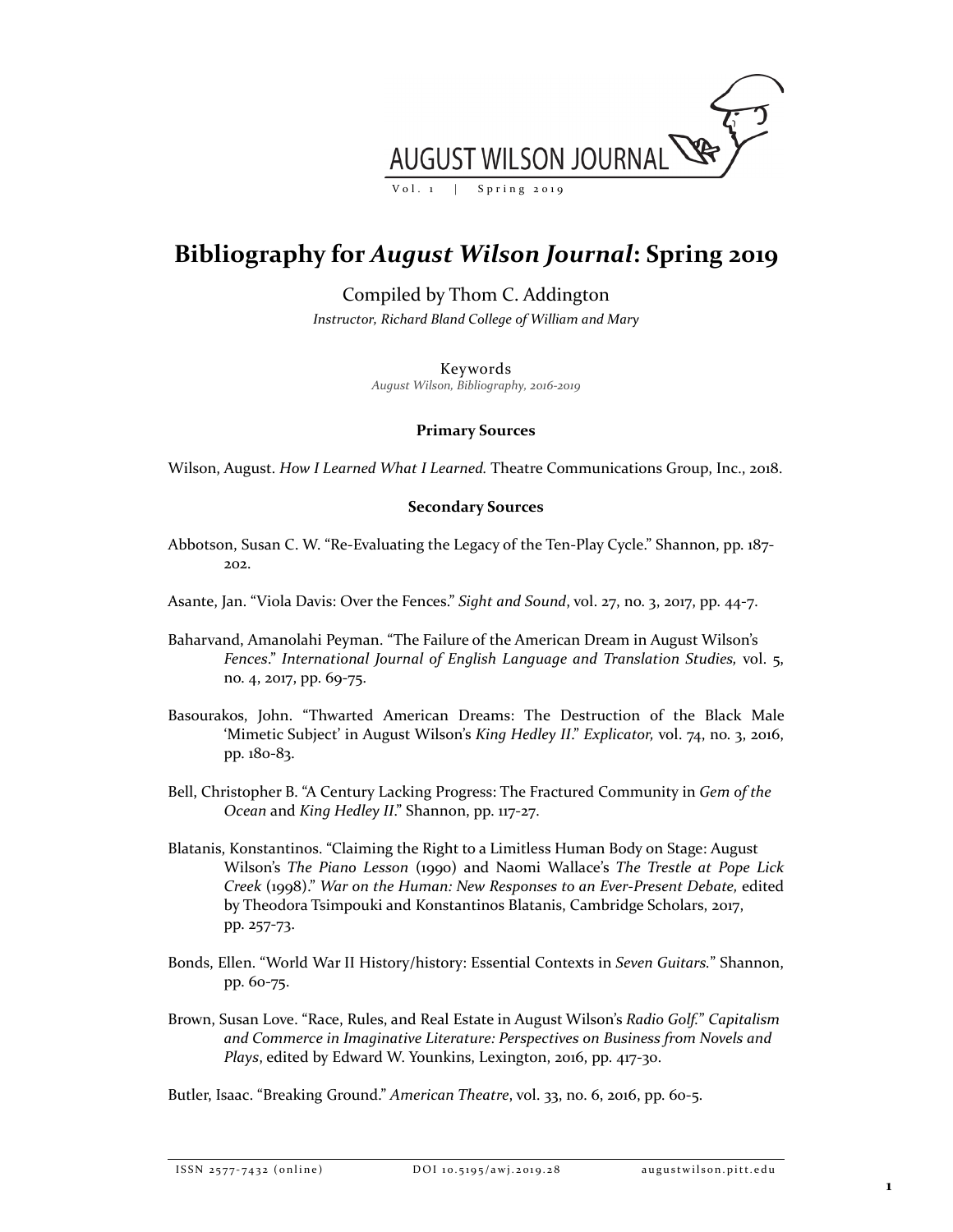# Bibliography for *August Wilson Journal*: Spring 2019

Compiled by Thom C. Addington

*Instructor, Richard Bland College of William and Mary*

Keywords

*August Wilson, Bibliography, 2016-2019*

**Primary Sources**

Wilson, August. *How I Learned What I Learned.* Theatre Communications Group, Inc., 2018.

**Secondary Sources**

Abbotson, Susan C. W. "Re-Evaluating the Legacy of the Ten-Play Cycle." Shannon, pp. 187-202.

Asante, Jan. "Viola Davis: Over the Fences." *Sight and Sound*, vol. 27, no. 3, 2017, pp. 44-7.

Baharvand, Amanolahi Peyman. "The Failure of the American Dream in August Wilson's *Fences*." *International Journal of English Language and Translation Studies,* vol. 5, no. 4, 2017, pp. 69-75.

Basourakos, John. "Thwarted American Dreams: The Destruction of the Black Male 'Mimetic Subject' in August Wilson's *King Hedley II*." *Explicator,* vol. 74, no. 3, 2016, pp. 180-83.

Bell, Christopher B. "A Century Lacking Progress: The Fractured Community in *Gem of the Ocean* and *King Hedley II*." Shannon, pp. 117-27.

Blatanis, Konstantinos. "Claiming the Right to a Limitless Human Body on Stage: August Wilson's *The Piano Lesson* (1990) and Naomi Wallace's *The Trestle at Pope Lick Creek* (1998)." *War on the Human: New Responses to an Ever-Present Debate,* edited by Theodora Tsimpouki and Konstantinos Blatanis, Cambridge Scholars, 2017, pp. 257-73.

Bonds, Ellen. "World War II History/history: Essential Contexts in *Seven Guitars.*" Shannon, pp. 60-75.

Brown, Susan Love. "Race, Rules, and Real Estate in August Wilson's *Radio Golf.*" *Capitalism and Commerce in Imaginative Literature: Perspectives on Business from Novels and Plays*, edited by Edward W. Younkins, Lexington, 2016, pp. 417-30.

Butler, Isaac. "Breaking Ground." *American Theatre*, vol. 33, no. 6, 2016, pp. 60-5.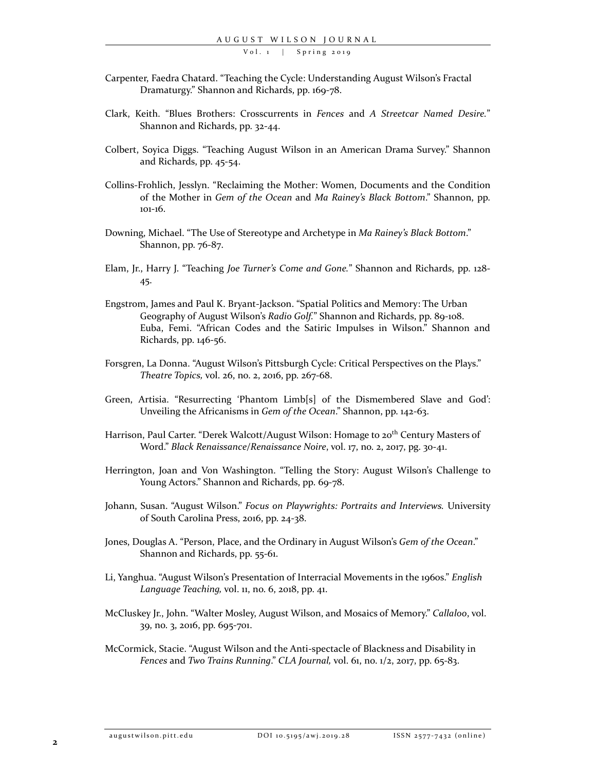Carpenter, Faedra Chatard. "Teaching the Cycle: Understanding August Wilson's Fractal Dramaturgy." Shannon and Richards, pp. 169-78.

Clark, Keith. "Blues Brothers: Crosscurrents in *Fences* and *A Streetcar Named Desire*." Shannon and Richards, pp. 32-44.

Colbert, Soyica Diggs. "Teaching August Wilson in an American Drama Survey." Shannon and Richards, pp. 45-54.

Collins-Frohlich, Jesslyn. "Reclaiming the Mother: Women, Documents and the Condition of the Mother in *Gem of the Ocean* and *Ma Rainey's Black Bottom*." Shannon, pp. 101-16.

Downing, Michael. "The Use of Stereotype and Archetype in *Ma Rainey's Black Bottom*." Shannon, pp. 76-87.

Elam, Jr., Harry J. "Teaching *Joe Turner's Come and Gone*." Shannon and Richards, pp. 128-45.

Engstrom, James and Paul K. Bryant-Jackson. "Spatial Politics and Memory: The Urban Geography of August Wilson's *Radio Golf*." Shannon and Richards, pp. 89-108.

Euba, Femi. "African Codes and the Satiric Impulses in Wilson." Shannon and Richards, pp. 146-56.

Forsgren, La Donna. "August Wilson's Pittsburgh Cycle: Critical Perspectives on the Plays." *Theatre Topics*, vol. 26, no. 2, 2016, pp. 267-68.

Green, Artisia. "Resurrecting 'Phantom Limb[s] of the Dismembered Slave and God': Unveiling the Africanisms in *Gem of the Ocean*." Shannon, pp. 142-63.

Harrison, Paul Carter. "Derek Walcott/August Wilson: Homage to 20th Century Masters of Word." *Black Renaissance/Renaissance Noire*, vol. 17, no. 2, 2017, pg. 30-41.

Herrington, Joan and Von Washington. "Telling the Story: August Wilson's Challenge to Young Actors." Shannon and Richards, pp. 69-78.

Johann, Susan. "August Wilson." *Focus on Playwrights: Portraits and Interviews*. University of South Carolina Press, 2016, pp. 24-38.

Jones, Douglas A. "Person, Place, and the Ordinary in August Wilson's *Gem of the Ocean*." Shannon and Richards, pp. 55-61.

Li, Yanghua. "August Wilson's Presentation of Interracial Movements in the 1960s." *English Language Teaching*, vol. 11, no. 6, 2018, pp. 41.

McCluskey Jr., John. "Walter Mosley, August Wilson, and Mosaics of Memory." *Callaloo*, vol. 39, no. 3, 2016, pp. 695-701.

McCormick, Stacie. "August Wilson and the Anti-spectacle of Blackness and Disability in *Fences* and *Two Trains Running*." *CLA Journal*, vol. 61, no. 1/2, 2017, pp. 65-83.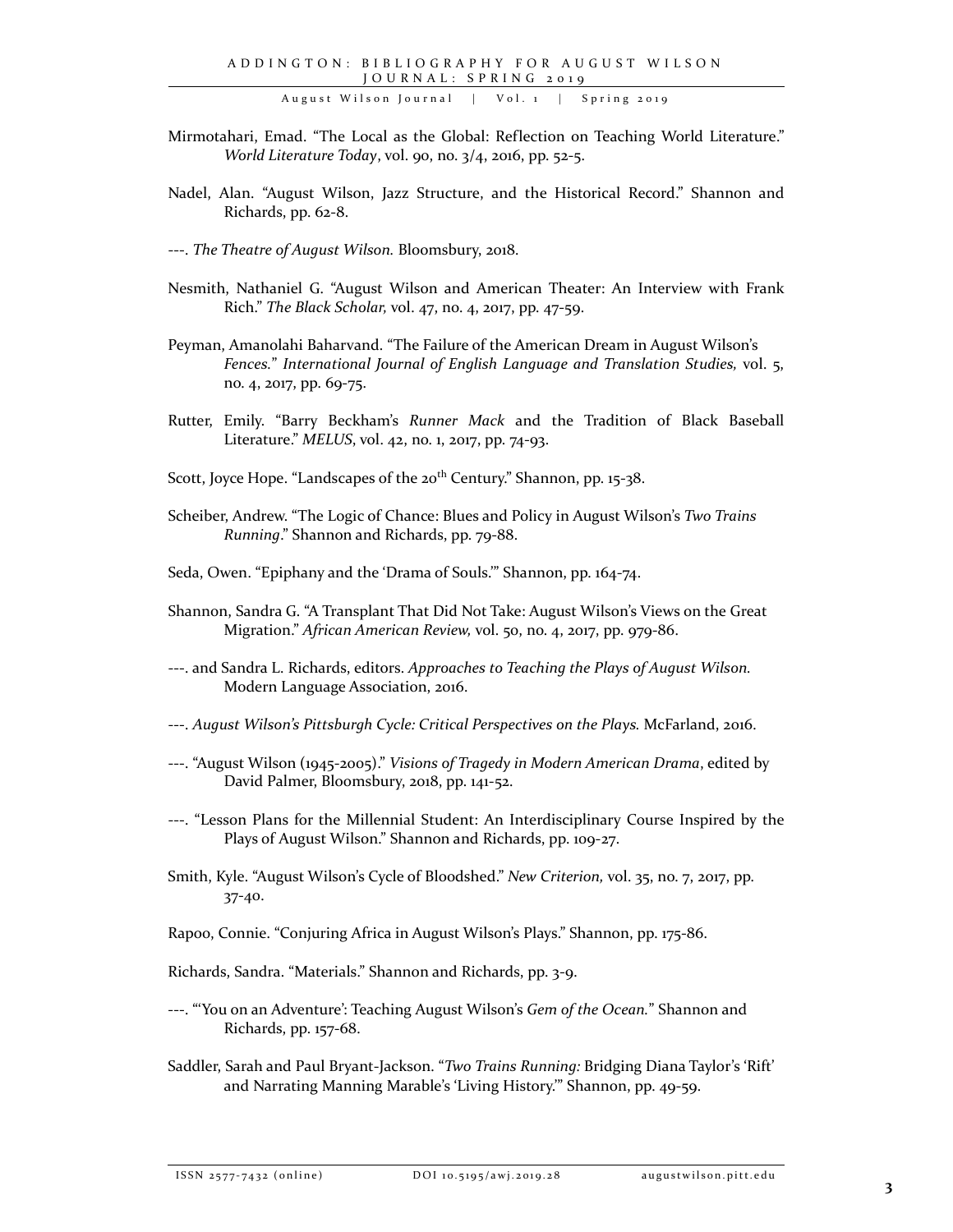Mirmotahari, Emad. "The Local as the Global: Reflection on Teaching World Literature." *World Literature Today*, vol. 90, no. 3/4, 2016, pp. 52-5.

Nadel, Alan. "August Wilson, Jazz Structure, and the Historical Record." Shannon and Richards, pp. 62-8.

---. *The Theatre of August Wilson.* Bloomsbury, 2018.

Nesmith, Nathaniel G. "August Wilson and American Theater: An Interview with Frank Rich." *The Black Scholar,* vol. 47, no. 4, 2017, pp. 47-59.

Peyman, Amanolahi Baharvand. "The Failure of the American Dream in August Wilson's *Fences.*" *International Journal of English Language and Translation Studies,* vol. 5, no. 4, 2017, pp. 69-75.

Rutter, Emily. "Barry Beckham's *Runner Mack* and the Tradition of Black Baseball Literature." *MELUS*, vol. 42, no. 1, 2017, pp. 74-93.

Scott, Joyce Hope. "Landscapes of the 20th Century." Shannon, pp. 15-38.

Scheiber, Andrew. "The Logic of Chance: Blues and Policy in August Wilson's *Two Trains Running*." Shannon and Richards, pp. 79-88.

Seda, Owen. "Epiphany and the 'Drama of Souls.'" Shannon, pp. 164-74.

Shannon, Sandra G. "A Transplant That Did Not Take: August Wilson's Views on the Great Migration." *African American Review,* vol. 50, no. 4, 2017, pp. 979-86.

---. and Sandra L. Richards, editors. *Approaches to Teaching the Plays of August Wilson.* Modern Language Association, 2016.

---. *August Wilson's Pittsburgh Cycle: Critical Perspectives on the Plays.* McFarland, 2016.

---. "August Wilson (1945-2005)." *Visions of Tragedy in Modern American Drama*, edited by David Palmer, Bloomsbury, 2018, pp. 141-52.

---. "Lesson Plans for the Millennial Student: An Interdisciplinary Course Inspired by the Plays of August Wilson." Shannon and Richards, pp. 109-27.

Smith, Kyle. "August Wilson's Cycle of Bloodshed." *New Criterion,* vol. 35, no. 7, 2017, pp. 37-40.

Rapoo, Connie. "Conjuring Africa in August Wilson's Plays." Shannon, pp. 175-86.

Richards, Sandra. "Materials." Shannon and Richards, pp. 3-9.

---. "'You on an Adventure': Teaching August Wilson's *Gem of the Ocean.*" Shannon and Richards, pp. 157-68.

Saddler, Sarah and Paul Bryant-Jackson. "*Two Trains Running:* Bridging Diana Taylor's 'Rift' and Narrating Manning Marable's 'Living History.'" Shannon, pp. 49-59.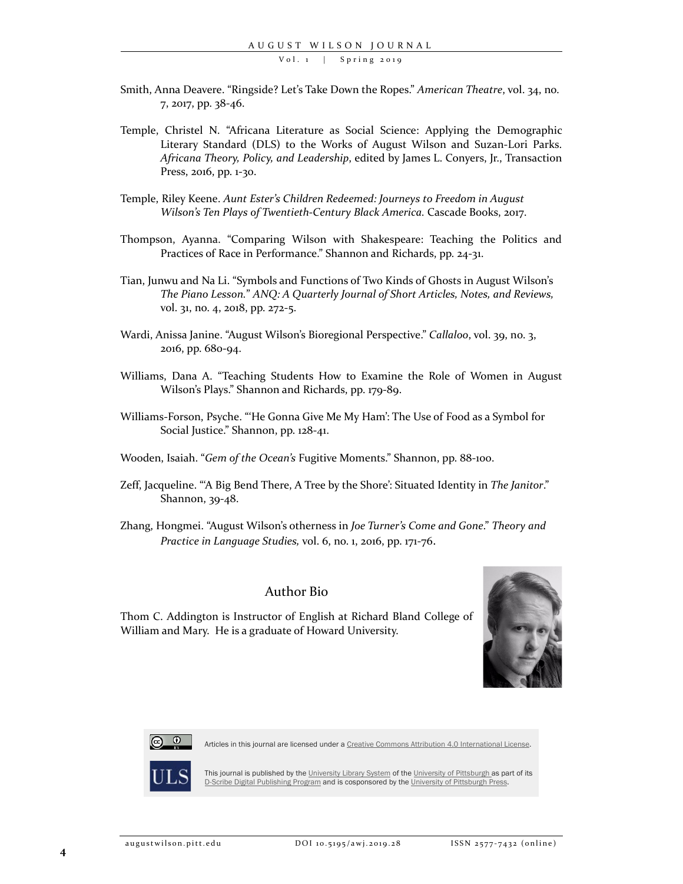Smith, Anna Deavere. "Ringside? Let's Take Down the Ropes." *American Theatre*, vol. 34, no. 7, 2017, pp. 38-46.

Temple, Christel N. "Africana Literature as Social Science: Applying the Demographic Literary Standard (DLS) to the Works of August Wilson and Suzan-Lori Parks. *Africana Theory, Policy, and Leadership*, edited by James L. Conyers, Jr., Transaction Press, 2016, pp. 1-30.

Temple, Riley Keene. *Aunt Ester's Children Redeemed: Journeys to Freedom in August Wilson's Ten Plays of Twentieth-Century Black America.* Cascade Books, 2017.

Thompson, Ayanna. "Comparing Wilson with Shakespeare: Teaching the Politics and Practices of Race in Performance." Shannon and Richards, pp. 24-31.

Tian, Junwu and Na Li. "Symbols and Functions of Two Kinds of Ghosts in August Wilson's *The Piano Lesson.*" *ANQ: A Quarterly Journal of Short Articles, Notes, and Reviews*, vol. 31, no. 4, 2018, pp. 272-5.

Wardi, Anissa Janine. "August Wilson's Bioregional Perspective." *Callaloo*, vol. 39, no. 3, 2016, pp. 680-94.

Williams, Dana A. "Teaching Students How to Examine the Role of Women in August Wilson's Plays." Shannon and Richards, pp. 179-89.

Williams-Forson, Psyche. "'He Gonna Give Me My Ham': The Use of Food as a Symbol for Social Justice." Shannon, pp. 128-41.

Wooden, Isaiah. "*Gem of the Ocean's* Fugitive Moments." Shannon, pp. 88-100.

Zeff, Jacqueline. "'A Big Bend There, A Tree by the Shore': Situated Identity in *The Janitor*." Shannon, 39-48.

Zhang, Hongmei. "August Wilson's otherness in *Joe Turner's Come and Gone*." *Theory and Practice in Language Studies*, vol. 6, no. 1, 2016, pp. 171-76.

## Author Bio

Thom C. Addington is Instructor of English at Richard Bland College of William and Mary. He is a graduate of Howard University.

Articles in this journal are licensed under a Creative Commons Attribution 4.0 International License.

This journal is published by the University Library System of the University of Pittsburgh as part of its D-Scribe Digital Publishing Program and is cosponsored by the University of Pittsburgh Press.